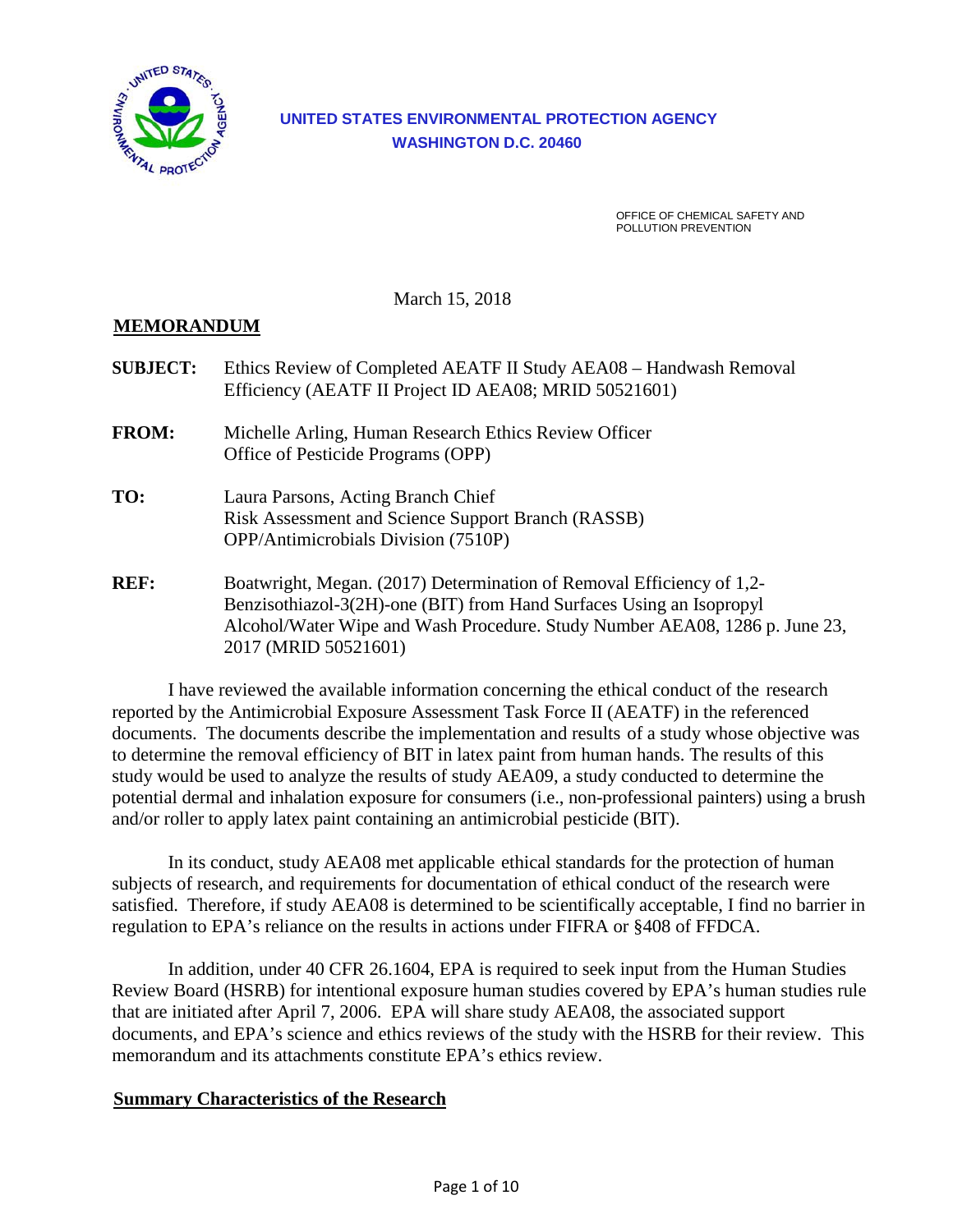**UNITED STATES ENVIRONMENTAL PROTECTION AGENCY**
**WASHINGTON D.C. 20460**

OFFICE OF CHEMICAL SAFETY AND POLLUTION PREVENTION

March 15, 2018

**MEMORANDUM**

**SUBJECT:** Ethics Review of Completed AEATF II Study AEA08 – Handwash Removal Efficiency (AEATF II Project ID AEA08; MRID 50521601)

**FROM:** Michelle Arling, Human Research Ethics Review Officer
Office of Pesticide Programs (OPP)

**TO:** Laura Parsons, Acting Branch Chief
Risk Assessment and Science Support Branch (RASSB)
OPP/Antimicrobials Division (7510P)

**REF:** Boatwright, Megan. (2017) Determination of Removal Efficiency of 1,2-Benzisothiazol-3(2H)-one (BIT) from Hand Surfaces Using an Isopropyl Alcohol/Water Wipe and Wash Procedure. Study Number AEA08, 1286 p. June 23, 2017 (MRID 50521601)

I have reviewed the available information concerning the ethical conduct of the research reported by the Antimicrobial Exposure Assessment Task Force II (AEATF) in the referenced documents. The documents describe the implementation and results of a study whose objective was to determine the removal efficiency of BIT in latex paint from human hands. The results of this study would be used to analyze the results of study AEA09, a study conducted to determine the potential dermal and inhalation exposure for consumers (i.e., non-professional painters) using a brush and/or roller to apply latex paint containing an antimicrobial pesticide (BIT).

In its conduct, study AEA08 met applicable ethical standards for the protection of human subjects of research, and requirements for documentation of ethical conduct of the research were satisfied. Therefore, if study AEA08 is determined to be scientifically acceptable, I find no barrier in regulation to EPA's reliance on the results in actions under FIFRA or §408 of FFDCA.

In addition, under 40 CFR 26.1604, EPA is required to seek input from the Human Studies Review Board (HSRB) for intentional exposure human studies covered by EPA's human studies rule that are initiated after April 7, 2006. EPA will share study AEA08, the associated support documents, and EPA's science and ethics reviews of the study with the HSRB for their review. This memorandum and its attachments constitute EPA's ethics review.

## Summary Characteristics of the Research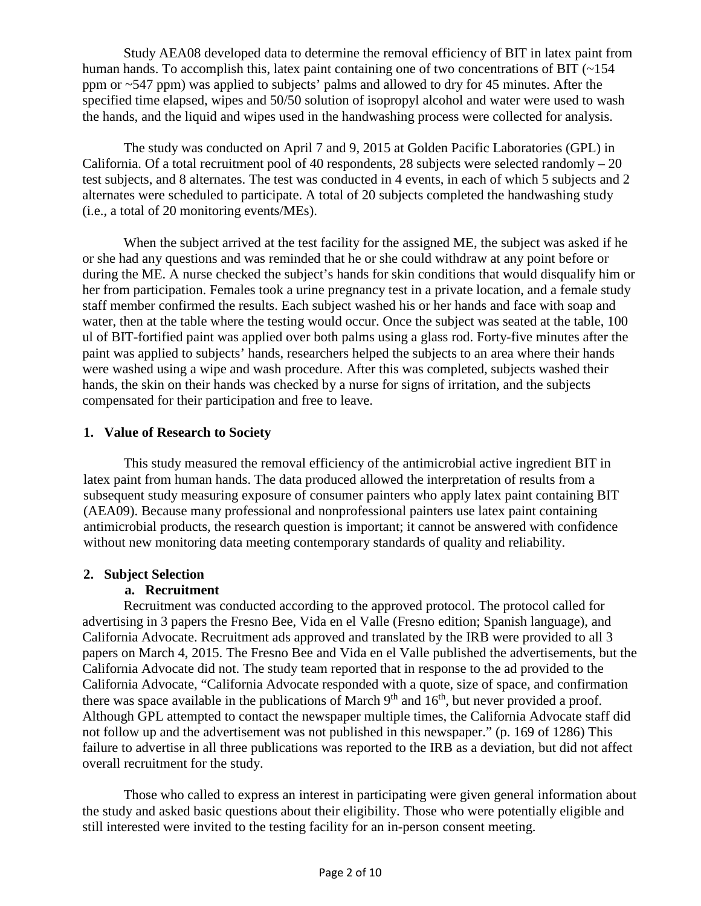Study AEA08 developed data to determine the removal efficiency of BIT in latex paint from human hands. To accomplish this, latex paint containing one of two concentrations of BIT (~154 ppm or ~547 ppm) was applied to subjects' palms and allowed to dry for 45 minutes. After the specified time elapsed, wipes and 50/50 solution of isopropyl alcohol and water were used to wash the hands, and the liquid and wipes used in the handwashing process were collected for analysis.

The study was conducted on April 7 and 9, 2015 at Golden Pacific Laboratories (GPL) in California. Of a total recruitment pool of 40 respondents, 28 subjects were selected randomly – 20 test subjects, and 8 alternates. The test was conducted in 4 events, in each of which 5 subjects and 2 alternates were scheduled to participate. A total of 20 subjects completed the handwashing study (i.e., a total of 20 monitoring events/MEs).

When the subject arrived at the test facility for the assigned ME, the subject was asked if he or she had any questions and was reminded that he or she could withdraw at any point before or during the ME. A nurse checked the subject's hands for skin conditions that would disqualify him or her from participation. Females took a urine pregnancy test in a private location, and a female study staff member confirmed the results. Each subject washed his or her hands and face with soap and water, then at the table where the testing would occur. Once the subject was seated at the table, 100 ul of BIT-fortified paint was applied over both palms using a glass rod. Forty-five minutes after the paint was applied to subjects' hands, researchers helped the subjects to an area where their hands were washed using a wipe and wash procedure. After this was completed, subjects washed their hands, the skin on their hands was checked by a nurse for signs of irritation, and the subjects compensated for their participation and free to leave.

## 1. Value of Research to Society

This study measured the removal efficiency of the antimicrobial active ingredient BIT in latex paint from human hands. The data produced allowed the interpretation of results from a subsequent study measuring exposure of consumer painters who apply latex paint containing BIT (AEA09). Because many professional and nonprofessional painters use latex paint containing antimicrobial products, the research question is important; it cannot be answered with confidence without new monitoring data meeting contemporary standards of quality and reliability.

## 2. Subject Selection

### a. Recruitment

Recruitment was conducted according to the approved protocol. The protocol called for advertising in 3 papers the Fresno Bee, Vida en el Valle (Fresno edition; Spanish language), and California Advocate. Recruitment ads approved and translated by the IRB were provided to all 3 papers on March 4, 2015. The Fresno Bee and Vida en el Valle published the advertisements, but the California Advocate did not. The study team reported that in response to the ad provided to the California Advocate, "California Advocate responded with a quote, size of space, and confirmation there was space available in the publications of March 9th and 16th, but never provided a proof. Although GPL attempted to contact the newspaper multiple times, the California Advocate staff did not follow up and the advertisement was not published in this newspaper." (p. 169 of 1286) This failure to advertise in all three publications was reported to the IRB as a deviation, but did not affect overall recruitment for the study.

Those who called to express an interest in participating were given general information about the study and asked basic questions about their eligibility. Those who were potentially eligible and still interested were invited to the testing facility for an in-person consent meeting.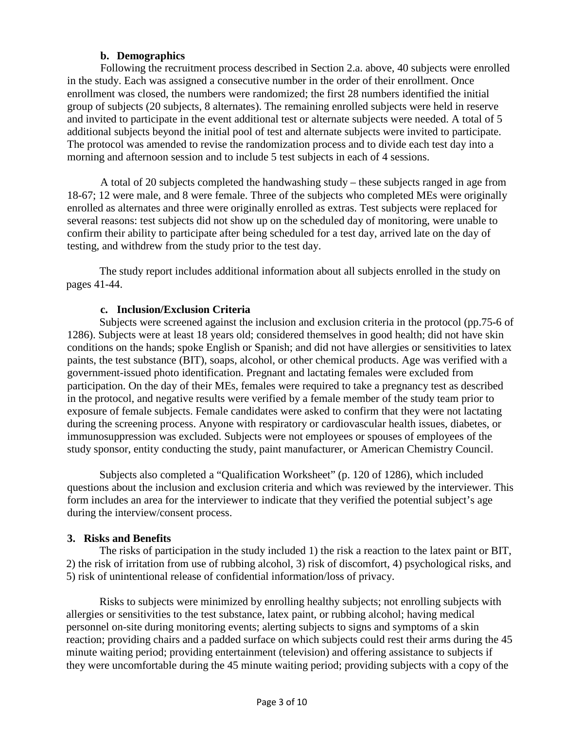### b. Demographics

Following the recruitment process described in Section 2.a. above, 40 subjects were enrolled in the study. Each was assigned a consecutive number in the order of their enrollment. Once enrollment was closed, the numbers were randomized; the first 28 numbers identified the initial group of subjects (20 subjects, 8 alternates). The remaining enrolled subjects were held in reserve and invited to participate in the event additional test or alternate subjects were needed. A total of 5 additional subjects beyond the initial pool of test and alternate subjects were invited to participate. The protocol was amended to revise the randomization process and to divide each test day into a morning and afternoon session and to include 5 test subjects in each of 4 sessions.

A total of 20 subjects completed the handwashing study – these subjects ranged in age from 18-67; 12 were male, and 8 were female. Three of the subjects who completed MEs were originally enrolled as alternates and three were originally enrolled as extras. Test subjects were replaced for several reasons: test subjects did not show up on the scheduled day of monitoring, were unable to confirm their ability to participate after being scheduled for a test day, arrived late on the day of testing, and withdrew from the study prior to the test day.

The study report includes additional information about all subjects enrolled in the study on pages 41-44.

### c. Inclusion/Exclusion Criteria

Subjects were screened against the inclusion and exclusion criteria in the protocol (pp.75-6 of 1286). Subjects were at least 18 years old; considered themselves in good health; did not have skin conditions on the hands; spoke English or Spanish; and did not have allergies or sensitivities to latex paints, the test substance (BIT), soaps, alcohol, or other chemical products. Age was verified with a government-issued photo identification. Pregnant and lactating females were excluded from participation. On the day of their MEs, females were required to take a pregnancy test as described in the protocol, and negative results were verified by a female member of the study team prior to exposure of female subjects. Female candidates were asked to confirm that they were not lactating during the screening process. Anyone with respiratory or cardiovascular health issues, diabetes, or immunosuppression was excluded. Subjects were not employees or spouses of employees of the study sponsor, entity conducting the study, paint manufacturer, or American Chemistry Council.

Subjects also completed a "Qualification Worksheet" (p. 120 of 1286), which included questions about the inclusion and exclusion criteria and which was reviewed by the interviewer. This form includes an area for the interviewer to indicate that they verified the potential subject's age during the interview/consent process.

## 3. Risks and Benefits

The risks of participation in the study included 1) the risk a reaction to the latex paint or BIT, 2) the risk of irritation from use of rubbing alcohol, 3) risk of discomfort, 4) psychological risks, and 5) risk of unintentional release of confidential information/loss of privacy.

Risks to subjects were minimized by enrolling healthy subjects; not enrolling subjects with allergies or sensitivities to the test substance, latex paint, or rubbing alcohol; having medical personnel on-site during monitoring events; alerting subjects to signs and symptoms of a skin reaction; providing chairs and a padded surface on which subjects could rest their arms during the 45 minute waiting period; providing entertainment (television) and offering assistance to subjects if they were uncomfortable during the 45 minute waiting period; providing subjects with a copy of the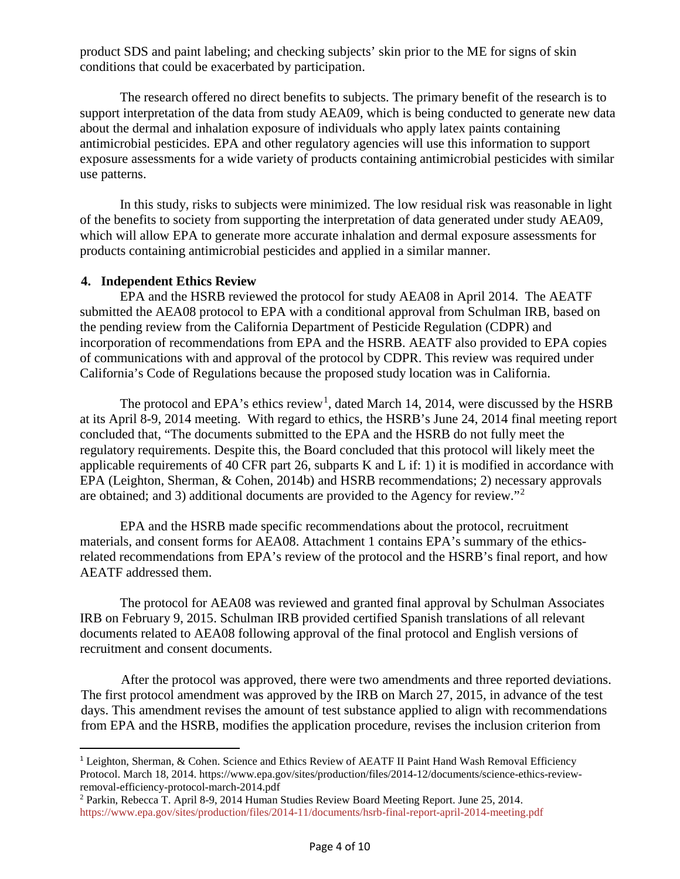product SDS and paint labeling; and checking subjects' skin prior to the ME for signs of skin conditions that could be exacerbated by participation.

The research offered no direct benefits to subjects. The primary benefit of the research is to support interpretation of the data from study AEA09, which is being conducted to generate new data about the dermal and inhalation exposure of individuals who apply latex paints containing antimicrobial pesticides. EPA and other regulatory agencies will use this information to support exposure assessments for a wide variety of products containing antimicrobial pesticides with similar use patterns.

In this study, risks to subjects were minimized. The low residual risk was reasonable in light of the benefits to society from supporting the interpretation of data generated under study AEA09, which will allow EPA to generate more accurate inhalation and dermal exposure assessments for products containing antimicrobial pesticides and applied in a similar manner.

## 4. Independent Ethics Review

EPA and the HSRB reviewed the protocol for study AEA08 in April 2014. The AEATF submitted the AEA08 protocol to EPA with a conditional approval from Schulman IRB, based on the pending review from the California Department of Pesticide Regulation (CDPR) and incorporation of recommendations from EPA and the HSRB. AEATF also provided to EPA copies of communications with and approval of the protocol by CDPR. This review was required under California's Code of Regulations because the proposed study location was in California.

The protocol and EPA's ethics review[1], dated March 14, 2014, were discussed by the HSRB at its April 8-9, 2014 meeting. With regard to ethics, the HSRB's June 24, 2014 final meeting report concluded that, "The documents submitted to the EPA and the HSRB do not fully meet the regulatory requirements. Despite this, the Board concluded that this protocol will likely meet the applicable requirements of 40 CFR part 26, subparts K and L if: 1) it is modified in accordance with EPA (Leighton, Sherman, & Cohen, 2014b) and HSRB recommendations; 2) necessary approvals are obtained; and 3) additional documents are provided to the Agency for review."[2]

EPA and the HSRB made specific recommendations about the protocol, recruitment materials, and consent forms for AEA08. Attachment 1 contains EPA's summary of the ethics-related recommendations from EPA's review of the protocol and the HSRB's final report, and how AEATF addressed them.

The protocol for AEA08 was reviewed and granted final approval by Schulman Associates IRB on February 9, 2015. Schulman IRB provided certified Spanish translations of all relevant documents related to AEA08 following approval of the final protocol and English versions of recruitment and consent documents.

After the protocol was approved, there were two amendments and three reported deviations. The first protocol amendment was approved by the IRB on March 27, 2015, in advance of the test days. This amendment revises the amount of test substance applied to align with recommendations from EPA and the HSRB, modifies the application procedure, revises the inclusion criterion from

---

[1] Leighton, Sherman, & Cohen. Science and Ethics Review of AEATF II Paint Hand Wash Removal Efficiency Protocol. March 18, 2014. https://www.epa.gov/sites/production/files/2014-12/documents/science-ethics-review-removal-efficiency-protocol-march-2014.pdf

[2] Parkin, Rebecca T. April 8-9, 2014 Human Studies Review Board Meeting Report. June 25, 2014. https://www.epa.gov/sites/production/files/2014-11/documents/hsrb-final-report-april-2014-meeting.pdf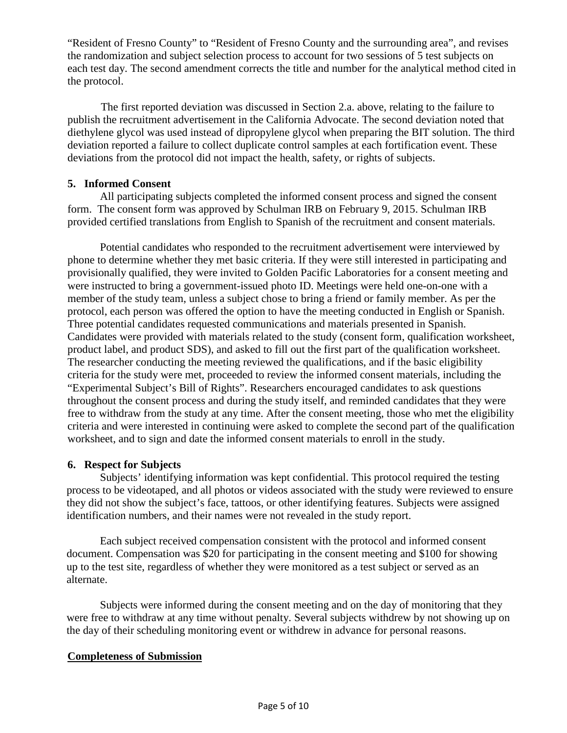"Resident of Fresno County" to "Resident of Fresno County and the surrounding area", and revises the randomization and subject selection process to account for two sessions of 5 test subjects on each test day. The second amendment corrects the title and number for the analytical method cited in the protocol.

The first reported deviation was discussed in Section 2.a. above, relating to the failure to publish the recruitment advertisement in the California Advocate. The second deviation noted that diethylene glycol was used instead of dipropylene glycol when preparing the BIT solution. The third deviation reported a failure to collect duplicate control samples at each fortification event. These deviations from the protocol did not impact the health, safety, or rights of subjects.

**5. Informed Consent**

All participating subjects completed the informed consent process and signed the consent form. The consent form was approved by Schulman IRB on February 9, 2015. Schulman IRB provided certified translations from English to Spanish of the recruitment and consent materials.

Potential candidates who responded to the recruitment advertisement were interviewed by phone to determine whether they met basic criteria. If they were still interested in participating and provisionally qualified, they were invited to Golden Pacific Laboratories for a consent meeting and were instructed to bring a government-issued photo ID. Meetings were held one-on-one with a member of the study team, unless a subject chose to bring a friend or family member. As per the protocol, each person was offered the option to have the meeting conducted in English or Spanish. Three potential candidates requested communications and materials presented in Spanish. Candidates were provided with materials related to the study (consent form, qualification worksheet, product label, and product SDS), and asked to fill out the first part of the qualification worksheet. The researcher conducting the meeting reviewed the qualifications, and if the basic eligibility criteria for the study were met, proceeded to review the informed consent materials, including the "Experimental Subject's Bill of Rights". Researchers encouraged candidates to ask questions throughout the consent process and during the study itself, and reminded candidates that they were free to withdraw from the study at any time. After the consent meeting, those who met the eligibility criteria and were interested in continuing were asked to complete the second part of the qualification worksheet, and to sign and date the informed consent materials to enroll in the study.

**6. Respect for Subjects**

Subjects' identifying information was kept confidential. This protocol required the testing process to be videotaped, and all photos or videos associated with the study were reviewed to ensure they did not show the subject's face, tattoos, or other identifying features. Subjects were assigned identification numbers, and their names were not revealed in the study report.

Each subject received compensation consistent with the protocol and informed consent document. Compensation was $20 for participating in the consent meeting and $100 for showing up to the test site, regardless of whether they were monitored as a test subject or served as an alternate.

Subjects were informed during the consent meeting and on the day of monitoring that they were free to withdraw at any time without penalty. Several subjects withdrew by not showing up on the day of their scheduling monitoring event or withdrew in advance for personal reasons.

**<u>Completeness of Submission</u>**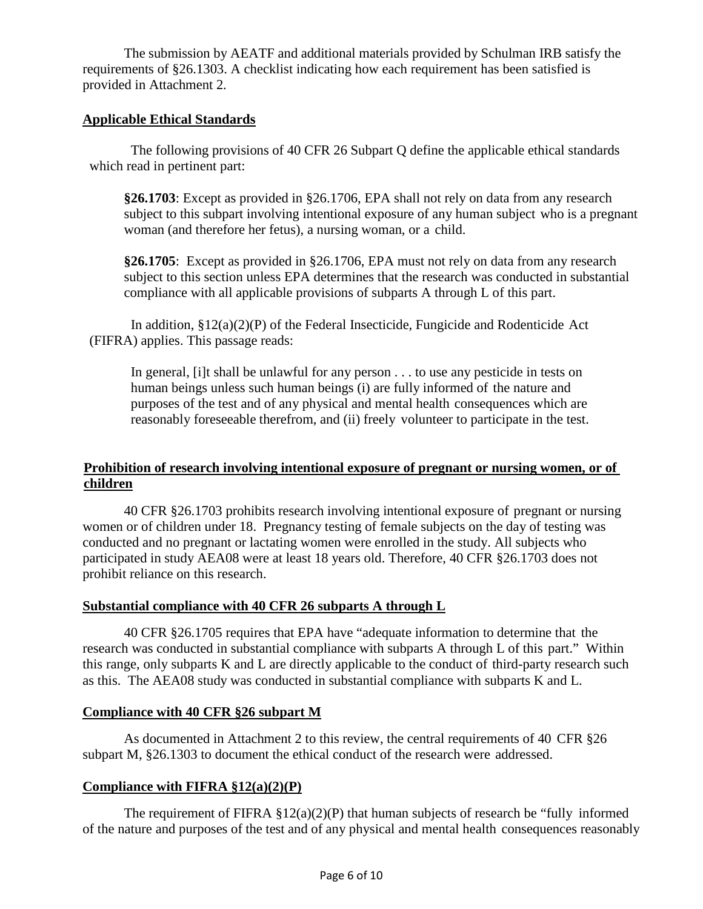The submission by AEATF and additional materials provided by Schulman IRB satisfy the requirements of §26.1303. A checklist indicating how each requirement has been satisfied is provided in Attachment 2.

## Applicable Ethical Standards

The following provisions of 40 CFR 26 Subpart Q define the applicable ethical standards which read in pertinent part:

> **§26.1703**: Except as provided in §26.1706, EPA shall not rely on data from any research subject to this subpart involving intentional exposure of any human subject who is a pregnant woman (and therefore her fetus), a nursing woman, or a child.
>
> **§26.1705**: Except as provided in §26.1706, EPA must not rely on data from any research subject to this section unless EPA determines that the research was conducted in substantial compliance with all applicable provisions of subparts A through L of this part.

In addition, §12(a)(2)(P) of the Federal Insecticide, Fungicide and Rodenticide Act (FIFRA) applies. This passage reads:

> In general, [i]t shall be unlawful for any person . . . to use any pesticide in tests on human beings unless such human beings (i) are fully informed of the nature and purposes of the test and of any physical and mental health consequences which are reasonably foreseeable therefrom, and (ii) freely volunteer to participate in the test.

## Prohibition of research involving intentional exposure of pregnant or nursing women, or of children

40 CFR §26.1703 prohibits research involving intentional exposure of pregnant or nursing women or of children under 18. Pregnancy testing of female subjects on the day of testing was conducted and no pregnant or lactating women were enrolled in the study. All subjects who participated in study AEA08 were at least 18 years old. Therefore, 40 CFR §26.1703 does not prohibit reliance on this research.

## Substantial compliance with 40 CFR 26 subparts A through L

40 CFR §26.1705 requires that EPA have "adequate information to determine that the research was conducted in substantial compliance with subparts A through L of this part." Within this range, only subparts K and L are directly applicable to the conduct of third-party research such as this. The AEA08 study was conducted in substantial compliance with subparts K and L.

## Compliance with 40 CFR §26 subpart M

As documented in Attachment 2 to this review, the central requirements of 40 CFR §26 subpart M, §26.1303 to document the ethical conduct of the research were addressed.

## Compliance with FIFRA §12(a)(2)(P)

The requirement of FIFRA §12(a)(2)(P) that human subjects of research be "fully informed of the nature and purposes of the test and of any physical and mental health consequences reasonably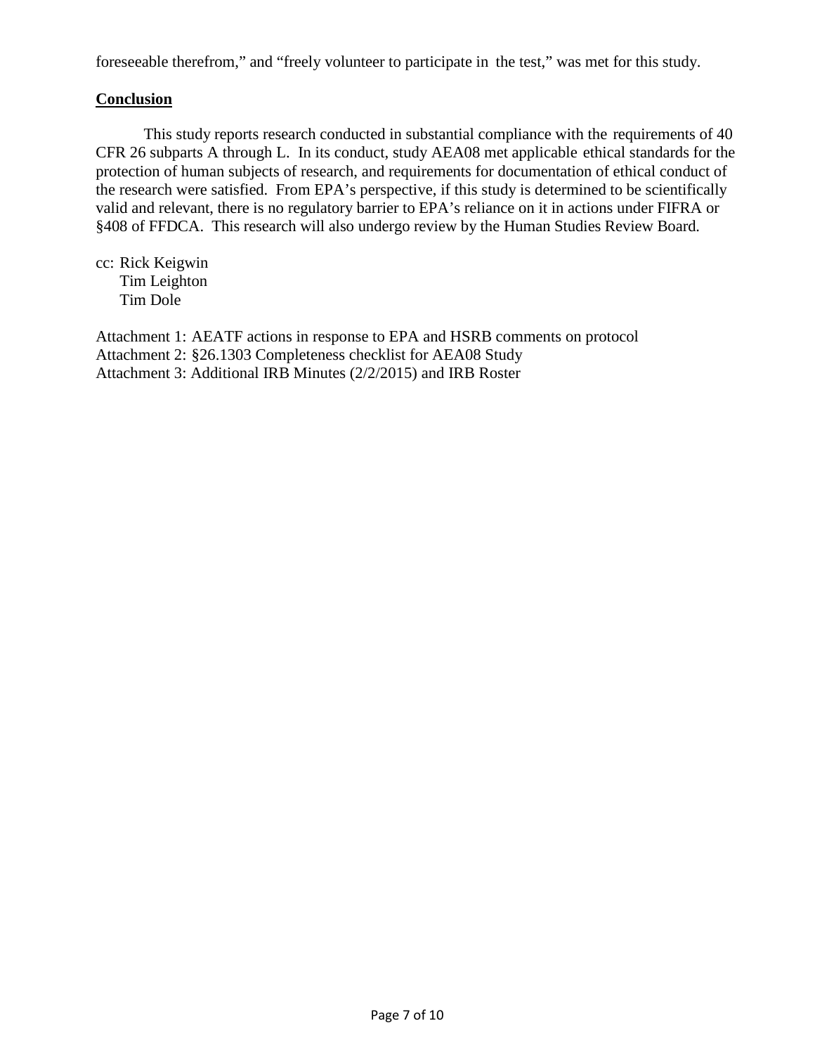foreseeable therefrom," and "freely volunteer to participate in the test," was met for this study.

## Conclusion

This study reports research conducted in substantial compliance with the requirements of 40 CFR 26 subparts A through L. In its conduct, study AEA08 met applicable ethical standards for the protection of human subjects of research, and requirements for documentation of ethical conduct of the research were satisfied. From EPA's perspective, if this study is determined to be scientifically valid and relevant, there is no regulatory barrier to EPA's reliance on it in actions under FIFRA or §408 of FFDCA. This research will also undergo review by the Human Studies Review Board.

cc: Rick Keigwin
Tim Leighton
Tim Dole

Attachment 1: AEATF actions in response to EPA and HSRB comments on protocol
Attachment 2: §26.1303 Completeness checklist for AEA08 Study
Attachment 3: Additional IRB Minutes (2/2/2015) and IRB Roster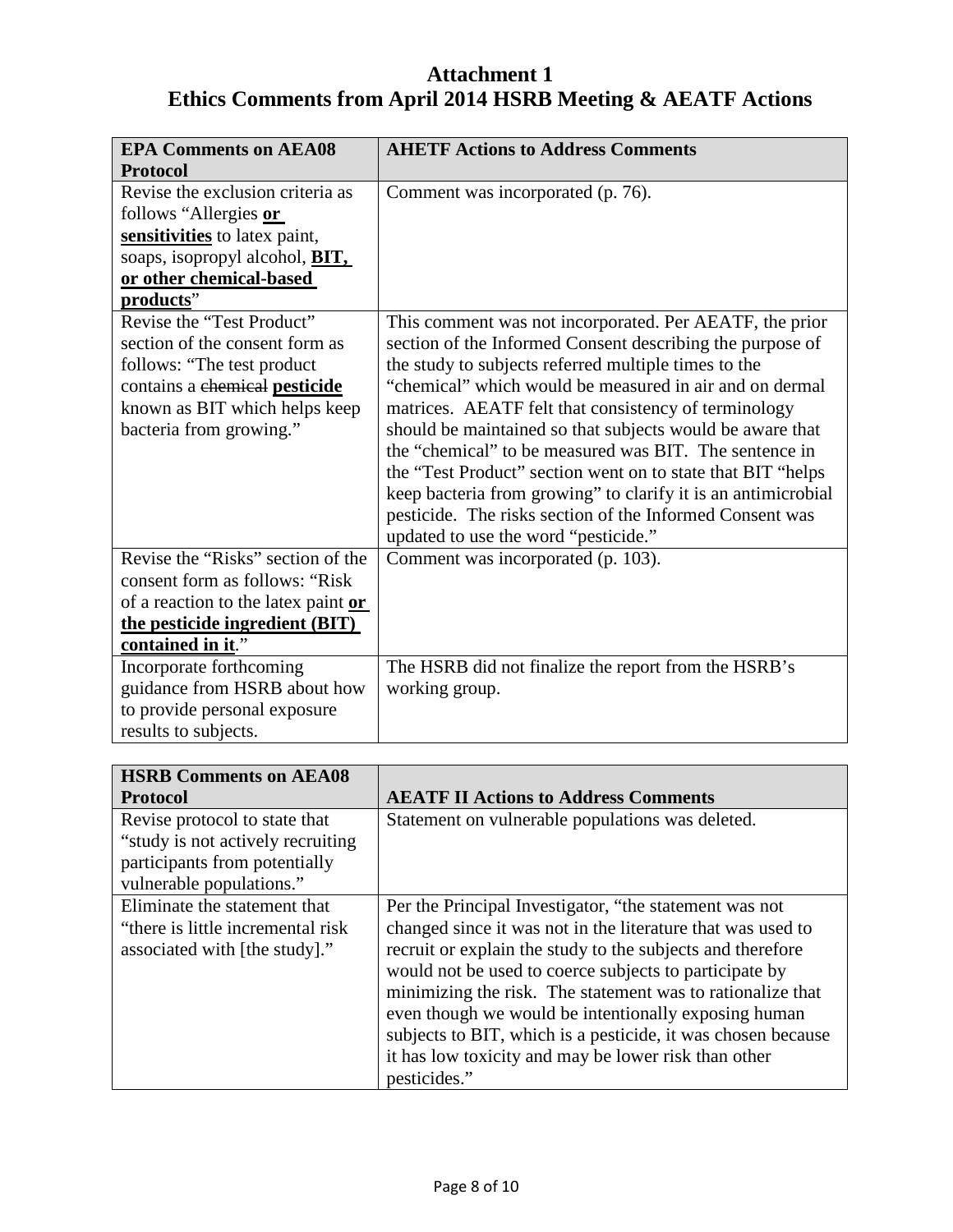# Attachment 1
# Ethics Comments from April 2014 HSRB Meeting & AEATF Actions

| EPA Comments on AEA08 Protocol | AHETF Actions to Address Comments |
|---|---|
| Revise the exclusion criteria as follows "Allergies **<u>or sensitivities</u>** to latex paint, soaps, isopropyl alcohol, **<u>BIT, or other chemical-based products</u>**" | Comment was incorporated (p. 76). |
| Revise the "Test Product" section of the consent form as follows: "The test product contains a ~~chemical~~ **<u>pesticide</u>** known as BIT which helps keep bacteria from growing." | This comment was not incorporated. Per AEATF, the prior section of the Informed Consent describing the purpose of the study to subjects referred multiple times to the "chemical" which would be measured in air and on dermal matrices. AEATF felt that consistency of terminology should be maintained so that subjects would be aware that the "chemical" to be measured was BIT. The sentence in the "Test Product" section went on to state that BIT "helps keep bacteria from growing" to clarify it is an antimicrobial pesticide. The risks section of the Informed Consent was updated to use the word "pesticide." |
| Revise the "Risks" section of the consent form as follows: "Risk of a reaction to the latex paint **<u>or the pesticide ingredient (BIT) contained in it</u>**." | Comment was incorporated (p. 103). |
| Incorporate forthcoming guidance from HSRB about how to provide personal exposure results to subjects. | The HSRB did not finalize the report from the HSRB's working group. |

| HSRB Comments on AEA08 Protocol | AEATF II Actions to Address Comments |
|---|---|
| Revise protocol to state that "study is not actively recruiting participants from potentially vulnerable populations." | Statement on vulnerable populations was deleted. |
| Eliminate the statement that "there is little incremental risk associated with [the study]." | Per the Principal Investigator, "the statement was not changed since it was not in the literature that was used to recruit or explain the study to the subjects and therefore would not be used to coerce subjects to participate by minimizing the risk. The statement was to rationalize that even though we would be intentionally exposing human subjects to BIT, which is a pesticide, it was chosen because it has low toxicity and may be lower risk than other pesticides." |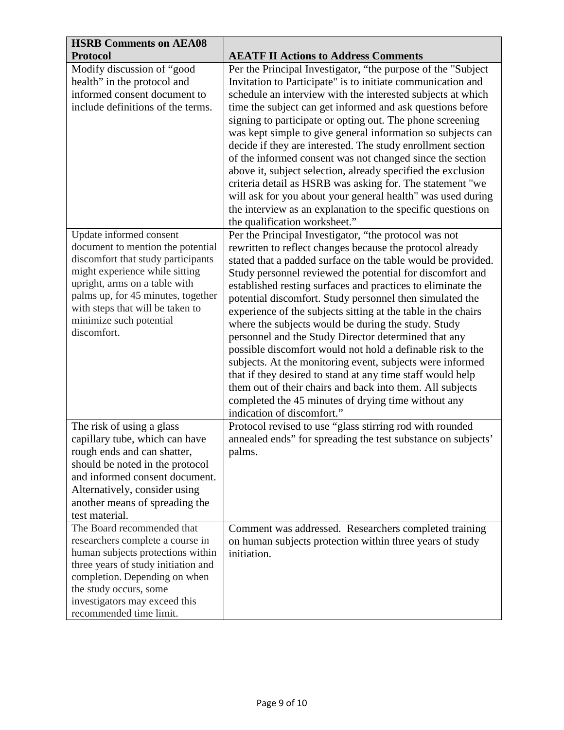| HSRB Comments on AEA08 Protocol | AEATF II Actions to Address Comments |
|---|---|
| Modify discussion of "good health" in the protocol and informed consent document to include definitions of the terms. | Per the Principal Investigator, "the purpose of the "Subject Invitation to Participate" is to initiate communication and schedule an interview with the interested subjects at which time the subject can get informed and ask questions before signing to participate or opting out. The phone screening was kept simple to give general information so subjects can decide if they are interested. The study enrollment section of the informed consent was not changed since the section above it, subject selection, already specified the exclusion criteria detail as HSRB was asking for. The statement "we will ask for you about your general health" was used during the interview as an explanation to the specific questions on the qualification worksheet." |
| Update informed consent document to mention the potential discomfort that study participants might experience while sitting upright, arms on a table with palms up, for 45 minutes, together with steps that will be taken to minimize such potential discomfort. | Per the Principal Investigator, "the protocol was not rewritten to reflect changes because the protocol already stated that a padded surface on the table would be provided. Study personnel reviewed the potential for discomfort and established resting surfaces and practices to eliminate the potential discomfort. Study personnel then simulated the experience of the subjects sitting at the table in the chairs where the subjects would be during the study. Study personnel and the Study Director determined that any possible discomfort would not hold a definable risk to the subjects. At the monitoring event, subjects were informed that if they desired to stand at any time staff would help them out of their chairs and back into them. All subjects completed the 45 minutes of drying time without any indication of discomfort." |
| The risk of using a glass capillary tube, which can have rough ends and can shatter, should be noted in the protocol and informed consent document. Alternatively, consider using another means of spreading the test material. | Protocol revised to use "glass stirring rod with rounded annealed ends" for spreading the test substance on subjects' palms. |
| The Board recommended that researchers complete a course in human subjects protections within three years of study initiation and completion. Depending on when the study occurs, some investigators may exceed this recommended time limit. | Comment was addressed. Researchers completed training on human subjects protection within three years of study initiation. |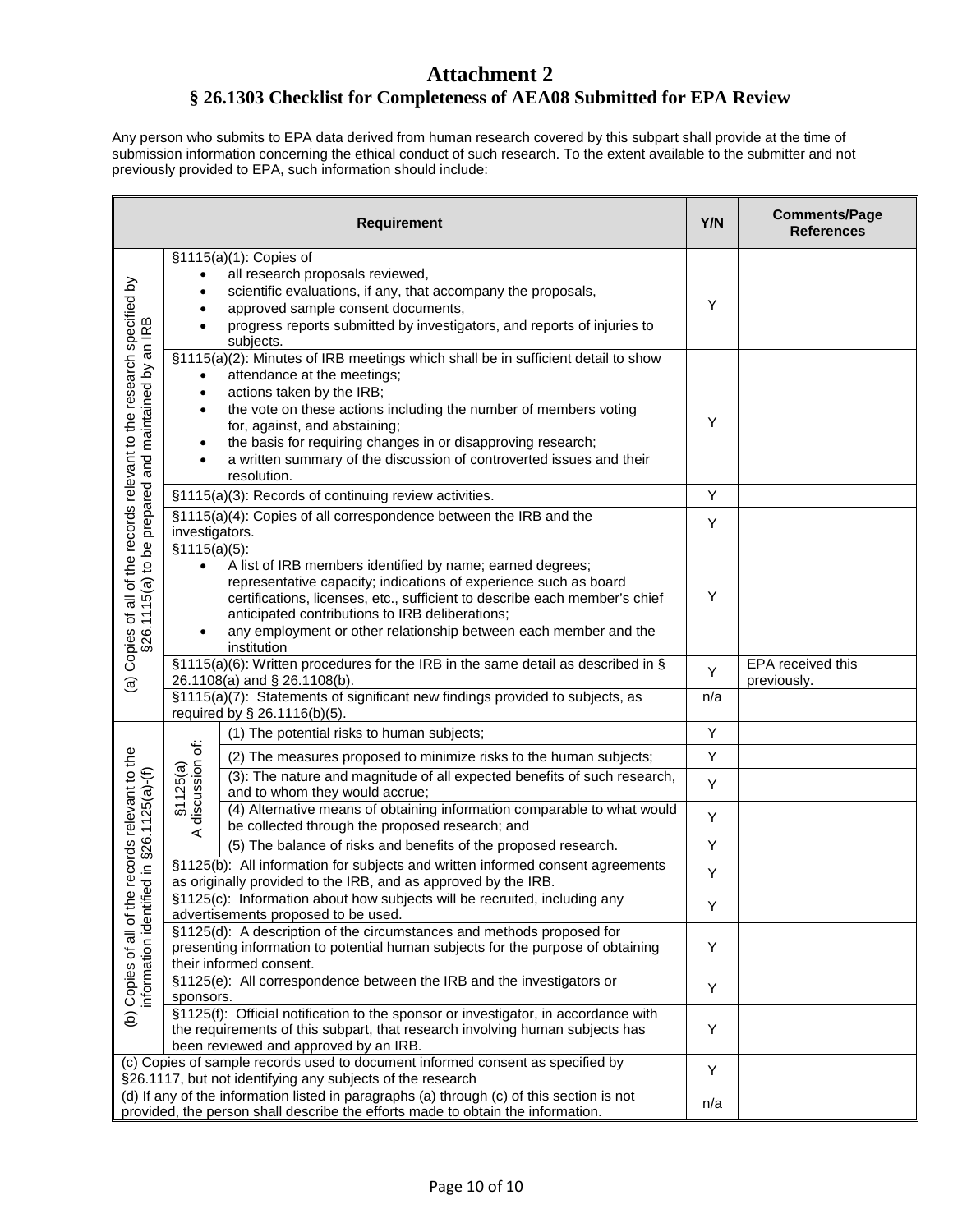# Attachment 2

## § 26.1303 Checklist for Completeness of AEA08 Submitted for EPA Review

Any person who submits to EPA data derived from human research covered by this subpart shall provide at the time of submission information concerning the ethical conduct of such research. To the extent available to the submitter and not previously provided to EPA, such information should include:

| Requirement | | | Y/N | Comments/Page References |
|---|---|---|---|---|
| (a) Copies of all of the records relevant to the research specified by §26.1115(a) to be prepared and maintained by an IRB | §1115(a)(1): Copies of<br>• all research proposals reviewed,<br>• scientific evaluations, if any, that accompany the proposals,<br>• approved sample consent documents,<br>• progress reports submitted by investigators, and reports of injuries to subjects. | | Y | |
| | §1115(a)(2): Minutes of IRB meetings which shall be in sufficient detail to show<br>• attendance at the meetings;<br>• actions taken by the IRB;<br>• the vote on these actions including the number of members voting for, against, and abstaining;<br>• the basis for requiring changes in or disapproving research;<br>• a written summary of the discussion of controverted issues and their resolution. | | Y | |
| | §1115(a)(3): Records of continuing review activities. | | Y | |
| | §1115(a)(4): Copies of all correspondence between the IRB and the investigators. | | Y | |
| | §1115(a)(5):<br>• A list of IRB members identified by name; earned degrees; representative capacity; indications of experience such as board certifications, licenses, etc., sufficient to describe each member's chief anticipated contributions to IRB deliberations;<br>• any employment or other relationship between each member and the institution | | Y | |
| | §1115(a)(6): Written procedures for the IRB in the same detail as described in § 26.1108(a) and § 26.1108(b). | | Y | EPA received this previously. |
| | §1115(a)(7): Statements of significant new findings provided to subjects, as required by § 26.1116(b)(5). | | n/a | |
| (b) Copies of all of the records relevant to the information identified in §26.1125(a)-(f) | §1125(a) A discussion of: | (1) The potential risks to human subjects; | Y | |
| | | (2) The measures proposed to minimize risks to the human subjects; | Y | |
| | | (3): The nature and magnitude of all expected benefits of such research, and to whom they would accrue; | Y | |
| | | (4) Alternative means of obtaining information comparable to what would be collected through the proposed research; and | Y | |
| | | (5) The balance of risks and benefits of the proposed research. | Y | |
| | §1125(b): All information for subjects and written informed consent agreements as originally provided to the IRB, and as approved by the IRB. | | Y | |
| | §1125(c): Information about how subjects will be recruited, including any advertisements proposed to be used. | | Y | |
| | §1125(d): A description of the circumstances and methods proposed for presenting information to potential human subjects for the purpose of obtaining their informed consent. | | Y | |
| | §1125(e): All correspondence between the IRB and the investigators or sponsors. | | Y | |
| | §1125(f): Official notification to the sponsor or investigator, in accordance with the requirements of this subpart, that research involving human subjects has been reviewed and approved by an IRB. | | Y | |
| (c) Copies of sample records used to document informed consent as specified by §26.1117, but not identifying any subjects of the research | | | Y | |
| (d) If any of the information listed in paragraphs (a) through (c) of this section is not provided, the person shall describe the efforts made to obtain the information. | | | n/a | |